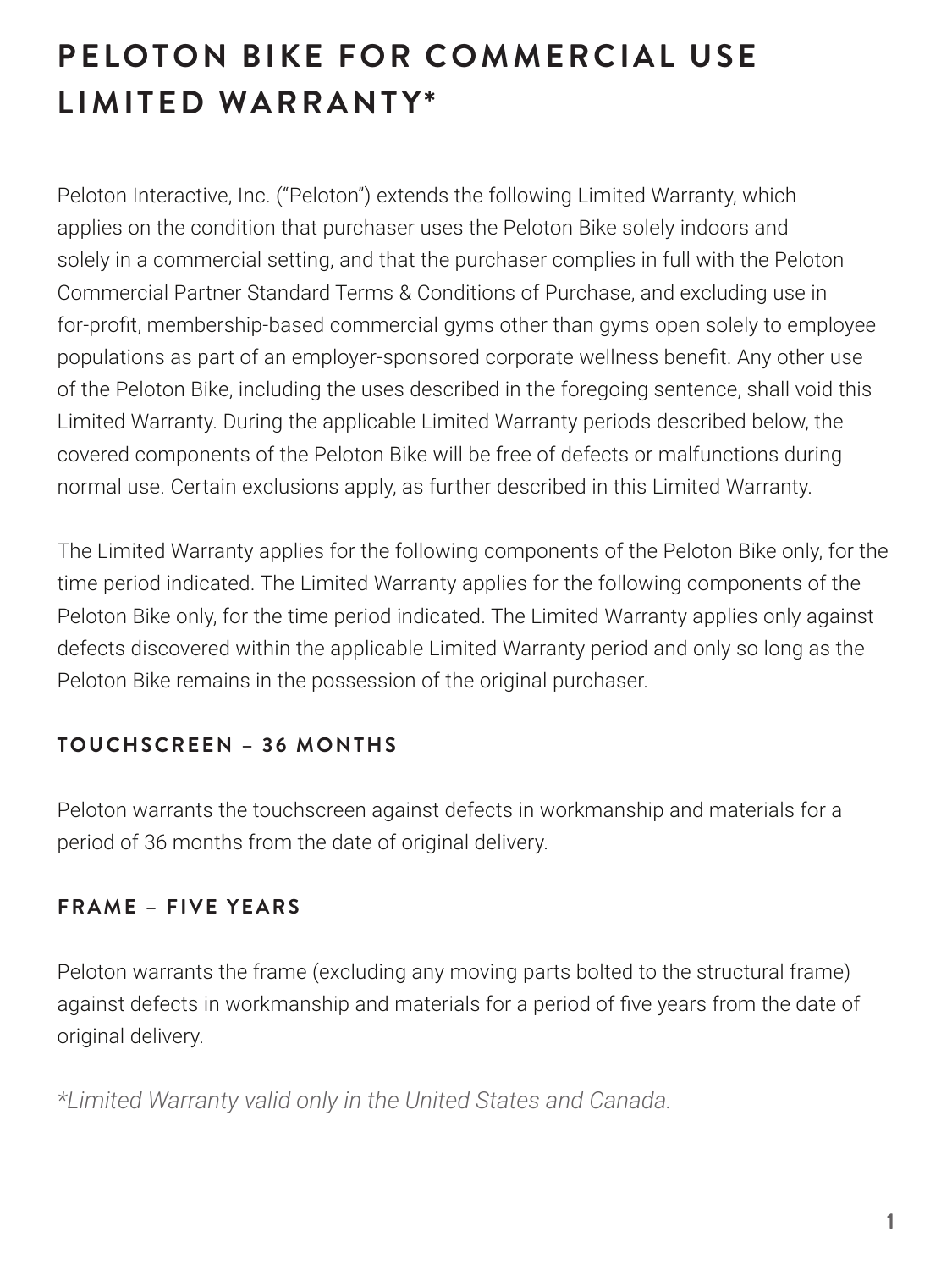# PELOTON BIKE FOR COMMERCIAL USE LIMITED WARRANTY*

Peloton Interactive, Inc. ("Peloton") extends the following Limited Warranty, which applies on the condition that purchaser uses the Peloton Bike solely indoors and solely in a commercial setting, and that the purchaser complies in full with the Peloton Commercial Partner Standard Terms & Conditions of Purchase, and excluding use in for-profit, membership-based commercial gyms other than gyms open solely to employee populations as part of an employer-sponsored corporate wellness benefit. Any other use of the Peloton Bike, including the uses described in the foregoing sentence, shall void this Limited Warranty. During the applicable Limited Warranty periods described below, the covered components of the Peloton Bike will be free of defects or malfunctions during normal use. Certain exclusions apply, as further described in this Limited Warranty.

The Limited Warranty applies for the following components of the Peloton Bike only, for the time period indicated. The Limited Warranty applies for the following components of the Peloton Bike only, for the time period indicated. The Limited Warranty applies only against defects discovered within the applicable Limited Warranty period and only so long as the Peloton Bike remains in the possession of the original purchaser.

#### TOUCHSCREEN – 36 MONTHS

Peloton warrants the touchscreen against defects in workmanship and materials for a period of 36 months from the date of original delivery.

#### FRAME – FIVE YEARS

Peloton warrants the frame (excluding any moving parts bolted to the structural frame) against defects in workmanship and materials for a period of five years from the date of original delivery.

*\*Limited Warranty valid only in the United States and Canada.*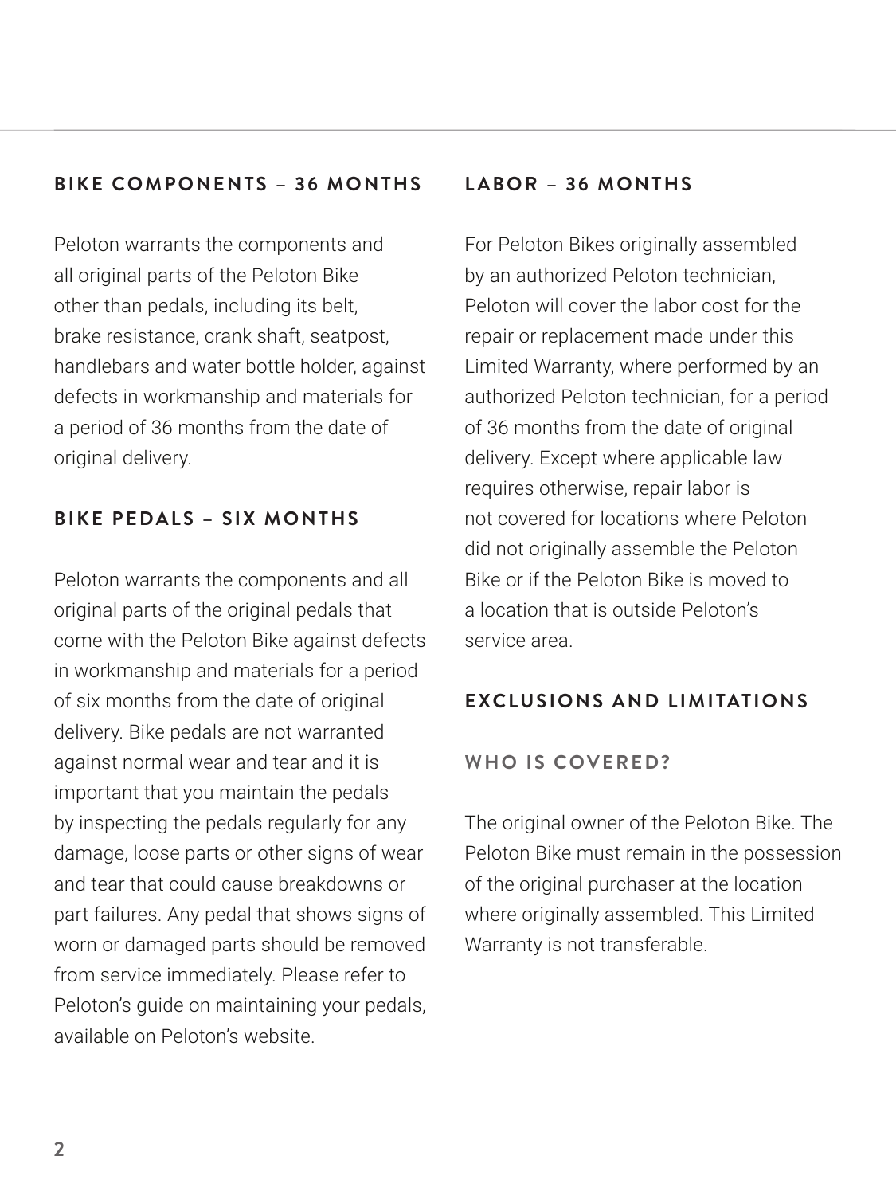## BIKE COMPONENTS – 36 MONTHS

Peloton warrants the components and all original parts of the Peloton Bike other than pedals, including its belt, brake resistance, crank shaft, seatpost, handlebars and water bottle holder, against defects in workmanship and materials for a period of 36 months from the date of original delivery.

## BIKE PEDALS – SIX MONTHS

Peloton warrants the components and all original parts of the original pedals that come with the Peloton Bike against defects in workmanship and materials for a period of six months from the date of original delivery. Bike pedals are not warranted against normal wear and tear and it is important that you maintain the pedals by inspecting the pedals regularly for any damage, loose parts or other signs of wear and tear that could cause breakdowns or part failures. Any pedal that shows signs of worn or damaged parts should be removed from service immediately. Please refer to Peloton's guide on maintaining your pedals, available on Peloton's website.

## LABOR – 36 MONTHS

For Peloton Bikes originally assembled by an authorized Peloton technician, Peloton will cover the labor cost for the repair or replacement made under this Limited Warranty, where performed by an authorized Peloton technician, for a period of 36 months from the date of original delivery. Except where applicable law requires otherwise, repair labor is not covered for locations where Peloton did not originally assemble the Peloton Bike or if the Peloton Bike is moved to a location that is outside Peloton's service area.

## EXCLUSIONS AND LIMITATIONS

### WHO IS COVERED?

The original owner of the Peloton Bike. The Peloton Bike must remain in the possession of the original purchaser at the location where originally assembled. This Limited Warranty is not transferable.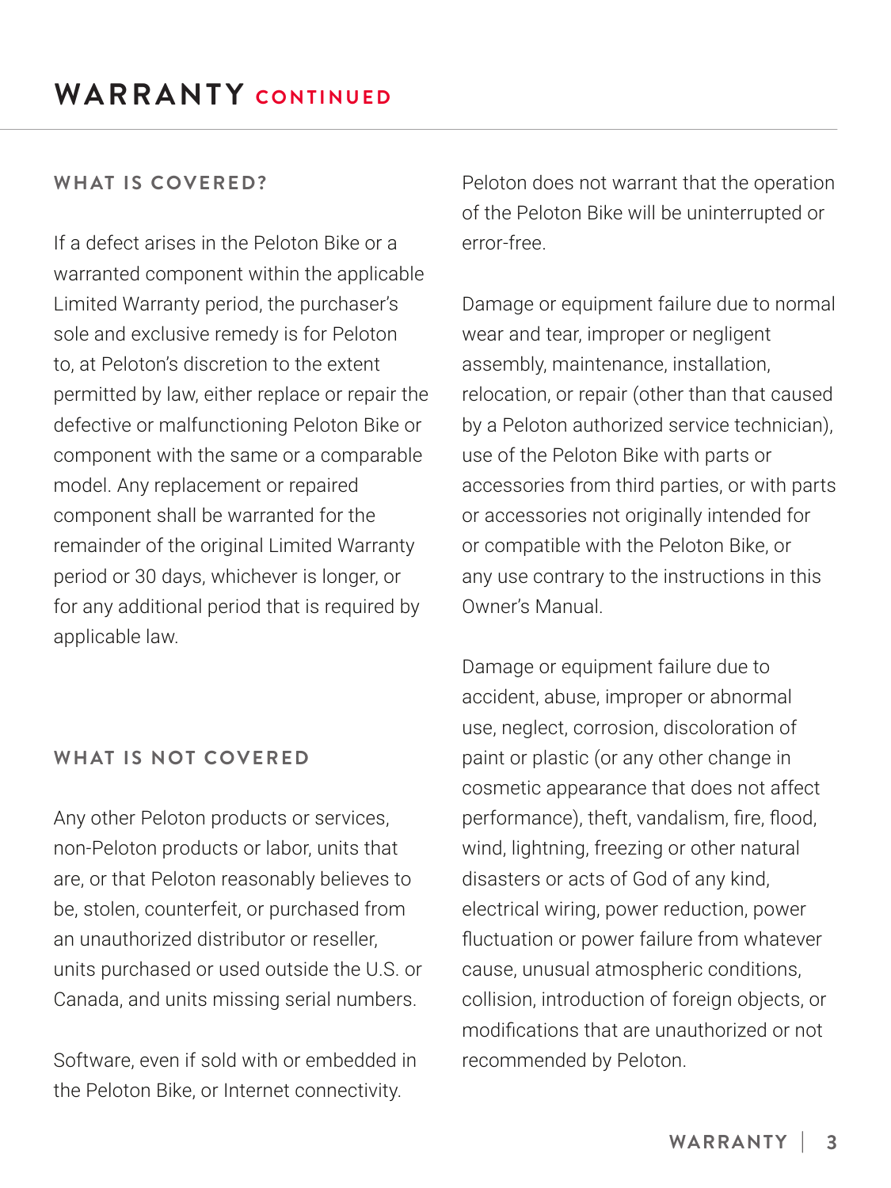# WARRANTY CONTINUED

## WHAT IS COVERED?

If a defect arises in the Peloton Bike or a warranted component within the applicable Limited Warranty period, the purchaser's sole and exclusive remedy is for Peloton to, at Peloton's discretion to the extent permitted by law, either replace or repair the defective or malfunctioning Peloton Bike or component with the same or a comparable model. Any replacement or repaired component shall be warranted for the remainder of the original Limited Warranty period or 30 days, whichever is longer, or for any additional period that is required by applicable law.

## WHAT IS NOT COVERED

Any other Peloton products or services, non-Peloton products or labor, units that are, or that Peloton reasonably believes to be, stolen, counterfeit, or purchased from an unauthorized distributor or reseller, units purchased or used outside the U.S. or Canada, and units missing serial numbers.

Software, even if sold with or embedded in the Peloton Bike, or Internet connectivity.

Peloton does not warrant that the operation of the Peloton Bike will be uninterrupted or error-free.

Damage or equipment failure due to normal wear and tear, improper or negligent assembly, maintenance, installation, relocation, or repair (other than that caused by a Peloton authorized service technician), use of the Peloton Bike with parts or accessories from third parties, or with parts or accessories not originally intended for or compatible with the Peloton Bike, or any use contrary to the instructions in this Owner's Manual.

Damage or equipment failure due to accident, abuse, improper or abnormal use, neglect, corrosion, discoloration of paint or plastic (or any other change in cosmetic appearance that does not affect performance), theft, vandalism, fire, flood, wind, lightning, freezing or other natural disasters or acts of God of any kind, electrical wiring, power reduction, power fluctuation or power failure from whatever cause, unusual atmospheric conditions, collision, introduction of foreign objects, or modifications that are unauthorized or not recommended by Peloton.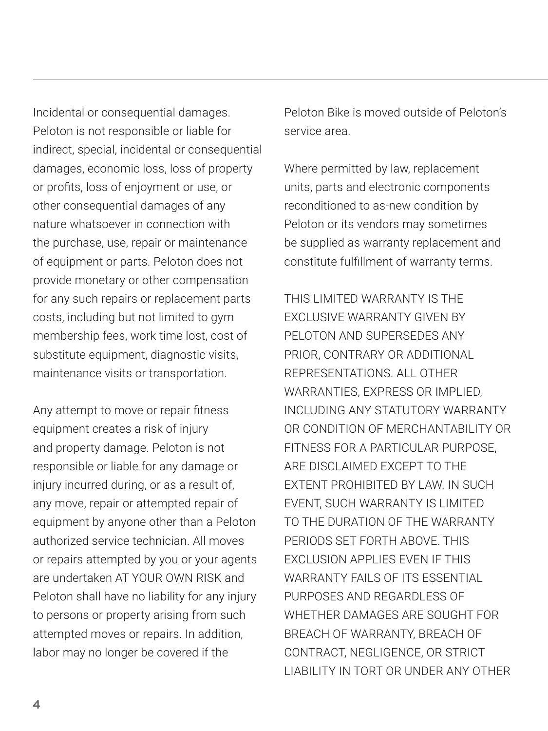Incidental or consequential damages. Peloton is not responsible or liable for indirect, special, incidental or consequential damages, economic loss, loss of property or profits, loss of enjoyment or use, or other consequential damages of any nature whatsoever in connection with the purchase, use, repair or maintenance of equipment or parts. Peloton does not provide monetary or other compensation for any such repairs or replacement parts costs, including but not limited to gym membership fees, work time lost, cost of substitute equipment, diagnostic visits, maintenance visits or transportation.

Any attempt to move or repair fitness equipment creates a risk of injury and property damage. Peloton is not responsible or liable for any damage or injury incurred during, or as a result of, any move, repair or attempted repair of equipment by anyone other than a Peloton authorized service technician. All moves or repairs attempted by you or your agents are undertaken AT YOUR OWN RISK and Peloton shall have no liability for any injury to persons or property arising from such attempted moves or repairs. In addition, labor may no longer be covered if the Peloton Bike is moved outside of Peloton's service area.

Where permitted by law, replacement units, parts and electronic components reconditioned to as-new condition by Peloton or its vendors may sometimes be supplied as warranty replacement and constitute fulfillment of warranty terms.

THIS LIMITED WARRANTY IS THE EXCLUSIVE WARRANTY GIVEN BY PELOTON AND SUPERSEDES ANY PRIOR, CONTRARY OR ADDITIONAL REPRESENTATIONS. ALL OTHER WARRANTIES, EXPRESS OR IMPLIED, INCLUDING ANY STATUTORY WARRANTY OR CONDITION OF MERCHANTABILITY OR FITNESS FOR A PARTICULAR PURPOSE, ARE DISCLAIMED EXCEPT TO THE EXTENT PROHIBITED BY LAW. IN SUCH EVENT, SUCH WARRANTY IS LIMITED TO THE DURATION OF THE WARRANTY PERIODS SET FORTH ABOVE. THIS EXCLUSION APPLIES EVEN IF THIS WARRANTY FAILS OF ITS ESSENTIAL PURPOSES AND REGARDLESS OF WHETHER DAMAGES ARE SOUGHT FOR BREACH OF WARRANTY, BREACH OF CONTRACT, NEGLIGENCE, OR STRICT LIABILITY IN TORT OR UNDER ANY OTHER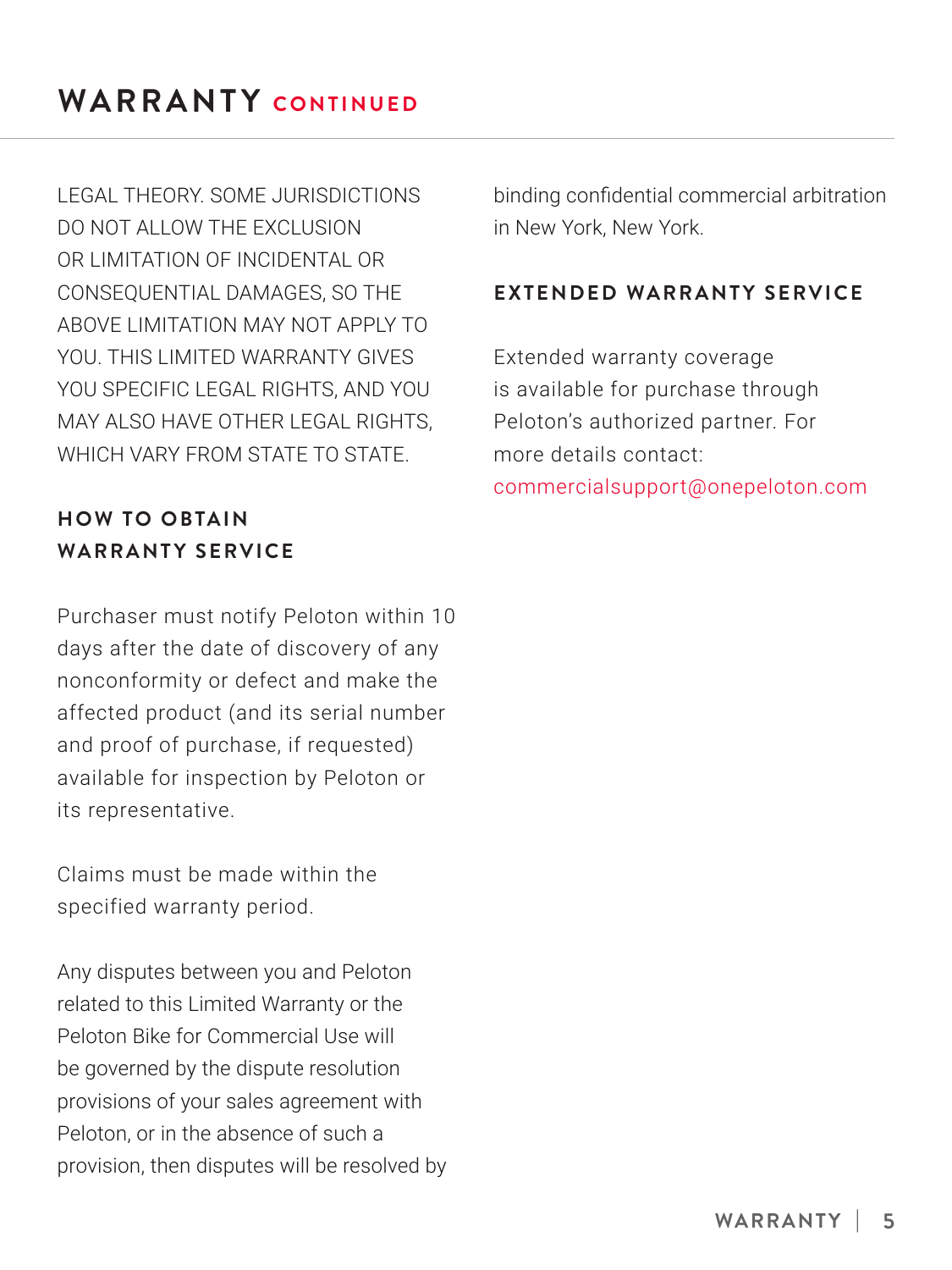# WARRANTY CONTINUED

LEGAL THEORY. SOME JURISDICTIONS DO NOT ALLOW THE EXCLUSION OR LIMITATION OF INCIDENTAL OR CONSEQUENTIAL DAMAGES, SO THE ABOVE LIMITATION MAY NOT APPLY TO YOU. THIS LIMITED WARRANTY GIVES YOU SPECIFIC LEGAL RIGHTS, AND YOU MAY ALSO HAVE OTHER LEGAL RIGHTS, WHICH VARY FROM STATE TO STATE.

### HOW TO OBTAIN WARRANTY SERVICE

Purchaser must notify Peloton within 10 days after the date of discovery of any nonconformity or defect and make the affected product (and its serial number and proof of purchase, if requested) available for inspection by Peloton or its representative.

Claims must be made within the specified warranty period.

Any disputes between you and Peloton related to this Limited Warranty or the Peloton Bike for Commercial Use will be governed by the dispute resolution provisions of your sales agreement with Peloton, or in the absence of such a provision, then disputes will be resolved by binding confidential commercial arbitration in New York, New York.

### EXTENDED WARRANTY SERVICE

Extended warranty coverage is available for purchase through Peloton's authorized partner. For more details contact: commercialsupport@onepeloton.com